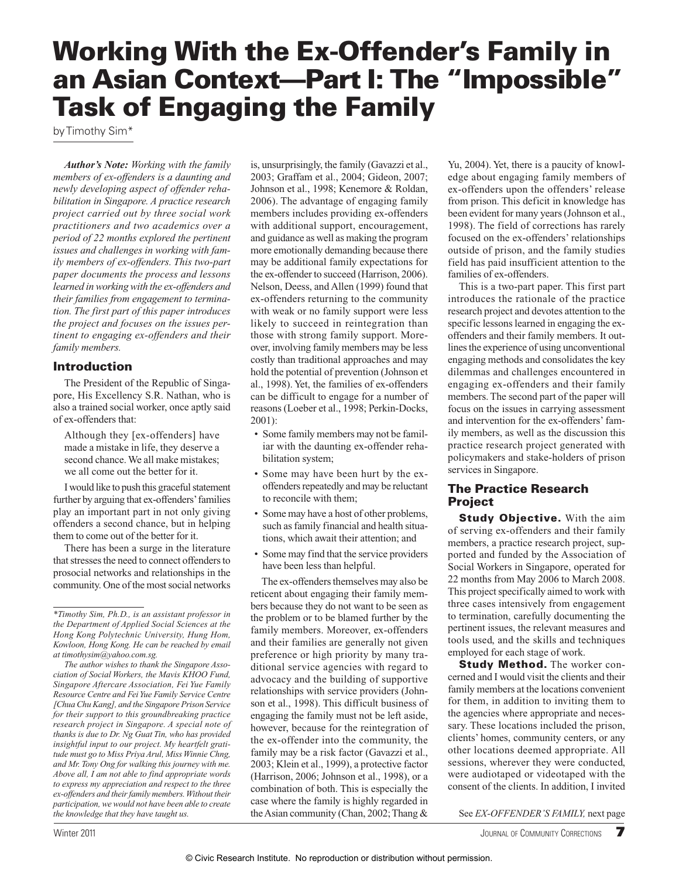# Working With the Ex-Offender's Family in an Asian Context—Part I: The "Impossible" Task of Engaging the Family

by Timothy Sim*

***Author's Note:*** *Working with the family members of ex-offenders is a daunting and newly developing aspect of offender rehabilitation in Singapore. A practice research project carried out by three social work practitioners and two academics over a period of 22 months explored the pertinent issues and challenges in working with family members of ex-offenders. This two-part paper documents the process and lessons learned in working with the ex-offenders and their families from engagement to termination. The first part of this paper introduces the project and focuses on the issues pertinent to engaging ex-offenders and their family members.*

## Introduction

The President of the Republic of Singapore, His Excellency S.R. Nathan, who is also a trained social worker, once aptly said of ex-offenders that:

> Although they [ex-offenders] have made a mistake in life, they deserve a second chance. We all make mistakes; we all come out the better for it.

I would like to push this graceful statement further by arguing that ex-offenders' families play an important part in not only giving offenders a second chance, but in helping them to come out of the better for it.

There has been a surge in the literature that stresses the need to connect offenders to prosocial networks and relationships in the community. One of the most social networks is, unsurprisingly, the family (Gavazzi et al., 2003; Graffam et al., 2004; Gideon, 2007; Johnson et al., 1998; Kenemore & Roldan, 2006). The advantage of engaging family members includes providing ex-offenders with additional support, encouragement, and guidance as well as making the program more emotionally demanding because there may be additional family expectations for the ex-offender to succeed (Harrison, 2006). Nelson, Deess, and Allen (1999) found that ex-offenders returning to the community with weak or no family support were less likely to succeed in reintegration than those with strong family support. Moreover, involving family members may be less costly than traditional approaches and may hold the potential of prevention (Johnson et al., 1998). Yet, the families of ex-offenders can be difficult to engage for a number of reasons (Loeber et al., 1998; Perkin-Docks, 2001):

- Some family members may not be familiar with the daunting ex-offender rehabilitation system;
- Some may have been hurt by the ex-offenders repeatedly and may be reluctant to reconcile with them;
- Some may have a host of other problems, such as family financial and health situations, which await their attention; and
- Some may find that the service providers have been less than helpful.

The ex-offenders themselves may also be reticent about engaging their family members because they do not want to be seen as the problem or to be blamed further by the family members. Moreover, ex-offenders and their families are generally not given preference or high priority by many traditional service agencies with regard to advocacy and the building of supportive relationships with service providers (Johnson et al., 1998). This difficult business of engaging the family must not be left aside, however, because for the reintegration of the ex-offender into the community, the family may be a risk factor (Gavazzi et al., 2003; Klein et al., 1999), a protective factor (Harrison, 2006; Johnson et al., 1998), or a combination of both. This is especially the case where the family is highly regarded in the Asian community (Chan, 2002; Thang & Yu, 2004). Yet, there is a paucity of knowledge about engaging family members of ex-offenders upon the offenders' release from prison. This deficit in knowledge has been evident for many years (Johnson et al., 1998). The field of corrections has rarely focused on the ex-offenders' relationships outside of prison, and the family studies field has paid insufficient attention to the families of ex-offenders.

This is a two-part paper. This first part introduces the rationale of the practice research project and devotes attention to the specific lessons learned in engaging the ex-offenders and their family members. It outlines the experience of using unconventional engaging methods and consolidates the key dilemmas and challenges encountered in engaging ex-offenders and their family members. The second part of the paper will focus on the issues in carrying assessment and intervention for the ex-offenders' family members, as well as the discussion this practice research project generated with policymakers and stake-holders of prison services in Singapore.

## The Practice Research Project

**Study Objective.** With the aim of serving ex-offenders and their family members, a practice research project, supported and funded by the Association of Social Workers in Singapore, operated for 22 months from May 2006 to March 2008. This project specifically aimed to work with three cases intensively from engagement to termination, carefully documenting the pertinent issues, the relevant measures and tools used, and the skills and techniques employed for each stage of work.

**Study Method.** The worker concerned and I would visit the clients and their family members at the locations convenient for them, in addition to inviting them to the agencies where appropriate and necessary. These locations included the prison, clients' homes, community centers, or any other locations deemed appropriate. All sessions, wherever they were conducted, were audiotaped or videotaped with the consent of the clients. In addition, I invited

See *EX-OFFENDER'S FAMILY,* next page

---

*Timothy Sim, Ph.D., is an assistant professor in the Department of Applied Social Sciences at the Hong Kong Polytechnic University, Hung Hom, Kowloon, Hong Kong. He can be reached by email at timothysim@yahoo.com.sg.*

*The author wishes to thank the Singapore Association of Social Workers, the Mavis KHOO Fund, Singapore Aftercare Association, Fei Yue Family Resource Centre and Fei Yue Family Service Centre [Chua Chu Kang], and the Singapore Prison Service for their support to this groundbreaking practice research project in Singapore. A special note of thanks is due to Dr. Ng Guat Tin, who has provided insightful input to our project. My heartfelt gratitude must go to Miss Priya Arul, Miss Winnie Chng, and Mr. Tony Ong for walking this journey with me. Above all, I am not able to find appropriate words to express my appreciation and respect to the three ex-offenders and their family members. Without their participation, we would not have been able to create the knowledge that they have taught us.*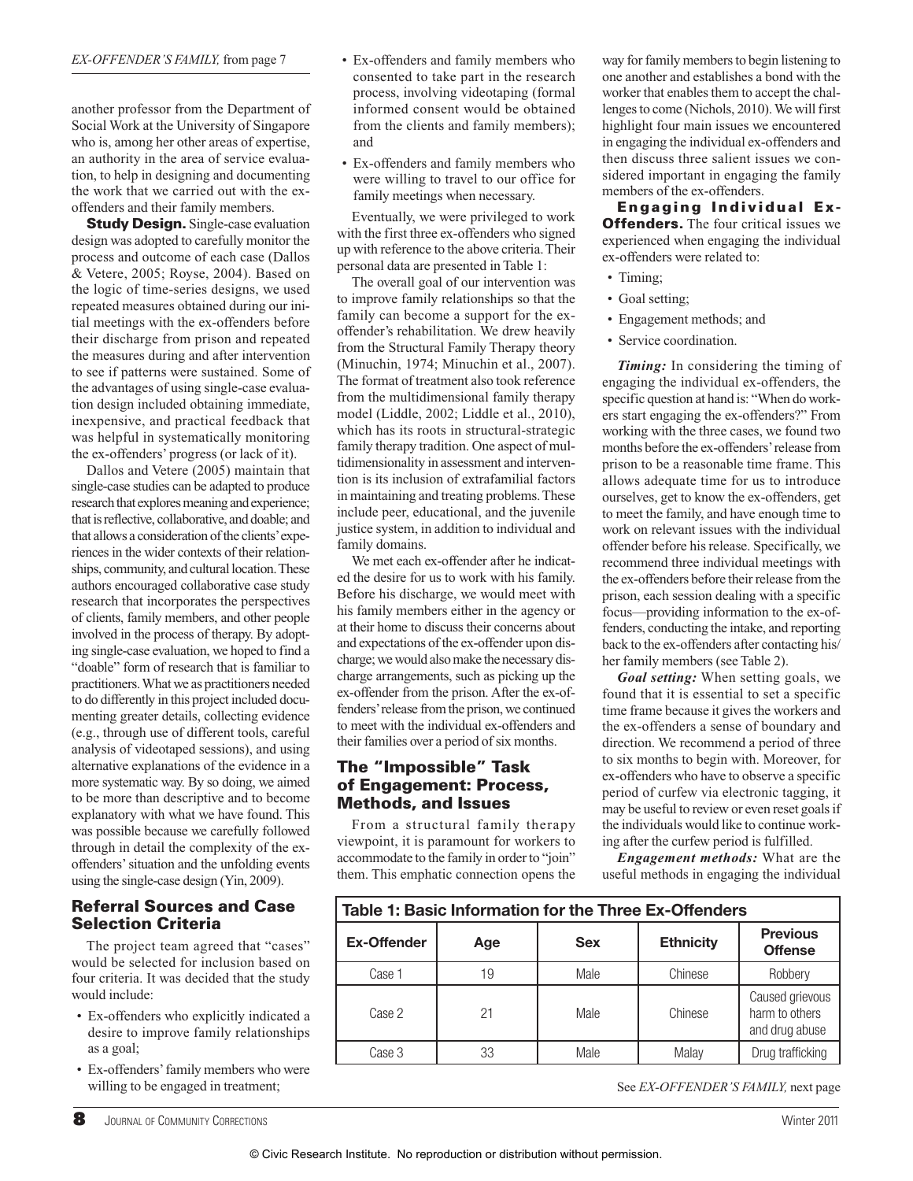another professor from the Department of Social Work at the University of Singapore who is, among her other areas of expertise, an authority in the area of service evaluation, to help in designing and documenting the work that we carried out with the ex-offenders and their family members.

**Study Design.** Single-case evaluation design was adopted to carefully monitor the process and outcome of each case (Dallos & Vetere, 2005; Royse, 2004). Based on the logic of time-series designs, we used repeated measures obtained during our initial meetings with the ex-offenders before their discharge from prison and repeated the measures during and after intervention to see if patterns were sustained. Some of the advantages of using single-case evaluation design included obtaining immediate, inexpensive, and practical feedback that was helpful in systematically monitoring the ex-offenders' progress (or lack of it).

Dallos and Vetere (2005) maintain that single-case studies can be adapted to produce research that explores meaning and experience; that is reflective, collaborative, and doable; and that allows a consideration of the clients' experiences in the wider contexts of their relationships, community, and cultural location. These authors encouraged collaborative case study research that incorporates the perspectives of clients, family members, and other people involved in the process of therapy. By adopting single-case evaluation, we hoped to find a "doable" form of research that is familiar to practitioners. What we as practitioners needed to do differently in this project included documenting greater details, collecting evidence (e.g., through use of different tools, careful analysis of videotaped sessions), and using alternative explanations of the evidence in a more systematic way. By so doing, we aimed to be more than descriptive and to become explanatory with what we have found. This was possible because we carefully followed through in detail the complexity of the ex-offenders' situation and the unfolding events using the single-case design (Yin, 2009).

## Referral Sources and Case Selection Criteria

The project team agreed that "cases" would be selected for inclusion based on four criteria. It was decided that the study would include:

- Ex-offenders who explicitly indicated a desire to improve family relationships as a goal;
- Ex-offenders' family members who were willing to be engaged in treatment;
- Ex-offenders and family members who consented to take part in the research process, involving videotaping (formal informed consent would be obtained from the clients and family members); and
- Ex-offenders and family members who were willing to travel to our office for family meetings when necessary.

Eventually, we were privileged to work with the first three ex-offenders who signed up with reference to the above criteria. Their personal data are presented in Table 1:

The overall goal of our intervention was to improve family relationships so that the family can become a support for the ex-offender's rehabilitation. We drew heavily from the Structural Family Therapy theory (Minuchin, 1974; Minuchin et al., 2007). The format of treatment also took reference from the multidimensional family therapy model (Liddle, 2002; Liddle et al., 2010), which has its roots in structural-strategic family therapy tradition. One aspect of multidimensionality in assessment and intervention is its inclusion of extrafamilial factors in maintaining and treating problems. These include peer, educational, and the juvenile justice system, in addition to individual and family domains.

We met each ex-offender after he indicated the desire for us to work with his family. Before his discharge, we would meet with his family members either in the agency or at their home to discuss their concerns about and expectations of the ex-offender upon discharge; we would also make the necessary discharge arrangements, such as picking up the ex-offender from the prison. After the ex-offenders' release from the prison, we continued to meet with the individual ex-offenders and their families over a period of six months.

## The "Impossible" Task of Engagement: Process, Methods, and Issues

From a structural family therapy viewpoint, it is paramount for workers to accommodate to the family in order to "join" them. This emphatic connection opens the way for family members to begin listening to one another and establishes a bond with the worker that enables them to accept the challenges to come (Nichols, 2010). We will first highlight four main issues we encountered in engaging the individual ex-offenders and then discuss three salient issues we considered important in engaging the family members of the ex-offenders.

**Engaging Individual Ex-Offenders.** The four critical issues we experienced when engaging the individual ex-offenders were related to:

- Timing;
- Goal setting;
- Engagement methods; and
- Service coordination.

***Timing:*** In considering the timing of engaging the individual ex-offenders, the specific question at hand is: "When do workers start engaging the ex-offenders?" From working with the three cases, we found two months before the ex-offenders' release from prison to be a reasonable time frame. This allows adequate time for us to introduce ourselves, get to know the ex-offenders, get to meet the family, and have enough time to work on relevant issues with the individual offender before his release. Specifically, we recommend three individual meetings with the ex-offenders before their release from the prison, each session dealing with a specific focus—providing information to the ex-offenders, conducting the intake, and reporting back to the ex-offenders after contacting his/her family members (see Table 2).

***Goal setting:*** When setting goals, we found that it is essential to set a specific time frame because it gives the workers and the ex-offenders a sense of boundary and direction. We recommend a period of three to six months to begin with. Moreover, for ex-offenders who have to observe a specific period of curfew via electronic tagging, it may be useful to review or even reset goals if the individuals would like to continue working after the curfew period is fulfilled.

***Engagement methods:*** What are the useful methods in engaging the individual

**Table 1: Basic Information for the Three Ex-Offenders**

| Ex-Offender | Age | Sex | Ethnicity | Previous Offense |
|---|---|---|---|---|
| Case 1 | 19 | Male | Chinese | Robbery |
| Case 2 | 21 | Male | Chinese | Caused grievous harm to others and drug abuse |
| Case 3 | 33 | Male | Malay | Drug trafficking |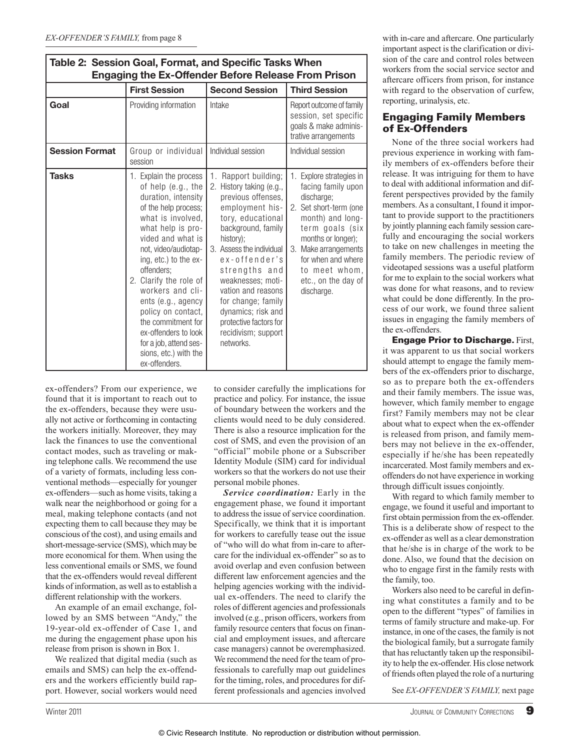## Table 2: Session Goal, Format, and Specific Tasks When Engaging the Ex-Offender Before Release From Prison

| | First Session | Second Session | Third Session |
|---|---|---|---|
| **Goal** | Providing information | Intake | Report outcome of family session, set specific goals & make administrative arrangements |
| **Session Format** | Group or individual session | Individual session | Individual session |
| **Tasks** | 1. Explain the process of help (e.g., the duration, intensity of the help process; what is involved, what help is provided and what is not, video/audiotaping, etc.) to the ex-offenders; 2. Clarify the role of workers and clients (e.g., agency policy on contact, the commitment for ex-offenders to look for a job, attend sessions, etc.) with the ex-offenders. | 1. Rapport building; 2. History taking (e.g., previous offenses, employment history, educational background, family history); 3. Assess the individual ex-offender's strengths and weaknesses; motivation and reasons for change; family dynamics; risk and protective factors for recidivism; support networks. | 1. Explore strategies in facing family upon discharge; 2. Set short-term (one month) and long-term goals (six months or longer); 3. Make arrangements for when and where to meet whom, etc., on the day of discharge. |

ex-offenders? From our experience, we found that it is important to reach out to the ex-offenders, because they were usually not active or forthcoming in contacting the workers initially. Moreover, they may lack the finances to use the conventional contact modes, such as traveling or making telephone calls. We recommend the use of a variety of formats, including less conventional methods—especially for younger ex-offenders—such as home visits, taking a walk near the neighborhood or going for a meal, making telephone contacts (and not expecting them to call because they may be conscious of the cost), and using emails and short-message-service (SMS), which may be more economical for them. When using the less conventional emails or SMS, we found that the ex-offenders would reveal different kinds of information, as well as to establish a different relationship with the workers.

An example of an email exchange, followed by an SMS between "Andy," the 19-year-old ex-offender of Case 1, and me during the engagement phase upon his release from prison is shown in Box 1.

We realized that digital media (such as emails and SMS) can help the ex-offenders and the workers efficiently build rapport. However, social workers would need to consider carefully the implications for practice and policy. For instance, the issue of boundary between the workers and the clients would need to be duly considered. There is also a resource implication for the cost of SMS, and even the provision of an "official" mobile phone or a Subscriber Identity Module (SIM) card for individual workers so that the workers do not use their personal mobile phones.

***Service coordination:*** Early in the engagement phase, we found it important to address the issue of service coordination. Specifically, we think that it is important for workers to carefully tease out the issue of "who will do what from in-care to aftercare for the individual ex-offender" so as to avoid overlap and even confusion between different law enforcement agencies and the helping agencies working with the individual ex-offenders. The need to clarify the roles of different agencies and professionals involved (e.g., prison officers, workers from family resource centers that focus on financial and employment issues, and aftercare case managers) cannot be overemphasized. We recommend the need for the team of professionals to carefully map out guidelines for the timing, roles, and procedures for different professionals and agencies involved with in-care and aftercare. One particularly important aspect is the clarification or division of the care and control roles between workers from the social service sector and aftercare officers from prison, for instance with regard to the observation of curfew, reporting, urinalysis, etc.

## Engaging Family Members of Ex-Offenders

None of the three social workers had previous experience in working with family members of ex-offenders before their release. It was intriguing for them to have to deal with additional information and different perspectives provided by the family members. As a consultant, I found it important to provide support to the practitioners by jointly planning each family session carefully and encouraging the social workers to take on new challenges in meeting the family members. The periodic review of videotaped sessions was a useful platform for me to explain to the social workers what was done for what reasons, and to review what could be done differently. In the process of our work, we found three salient issues in engaging the family members of the ex-offenders.

**Engage Prior to Discharge.** First, it was apparent to us that social workers should attempt to engage the family members of the ex-offenders prior to discharge, so as to prepare both the ex-offenders and their family members. The issue was, however, which family member to engage first? Family members may not be clear about what to expect when the ex-offender is released from prison, and family members may not believe in the ex-offender, especially if he/she has been repeatedly incarcerated. Most family members and ex-offenders do not have experience in working through difficult issues conjointly.

With regard to which family member to engage, we found it useful and important to first obtain permission from the ex-offender. This is a deliberate show of respect to the ex-offender as well as a clear demonstration that he/she is in charge of the work to be done. Also, we found that the decision on who to engage first in the family rests with the family, too.

Workers also need to be careful in defining what constitutes a family and to be open to the different "types" of families in terms of family structure and make-up. For instance, in one of the cases, the family is not the biological family, but a surrogate family that has reluctantly taken up the responsibility to help the ex-offender. His close network of friends often played the role of a nurturing

See *EX-OFFENDER'S FAMILY,* next page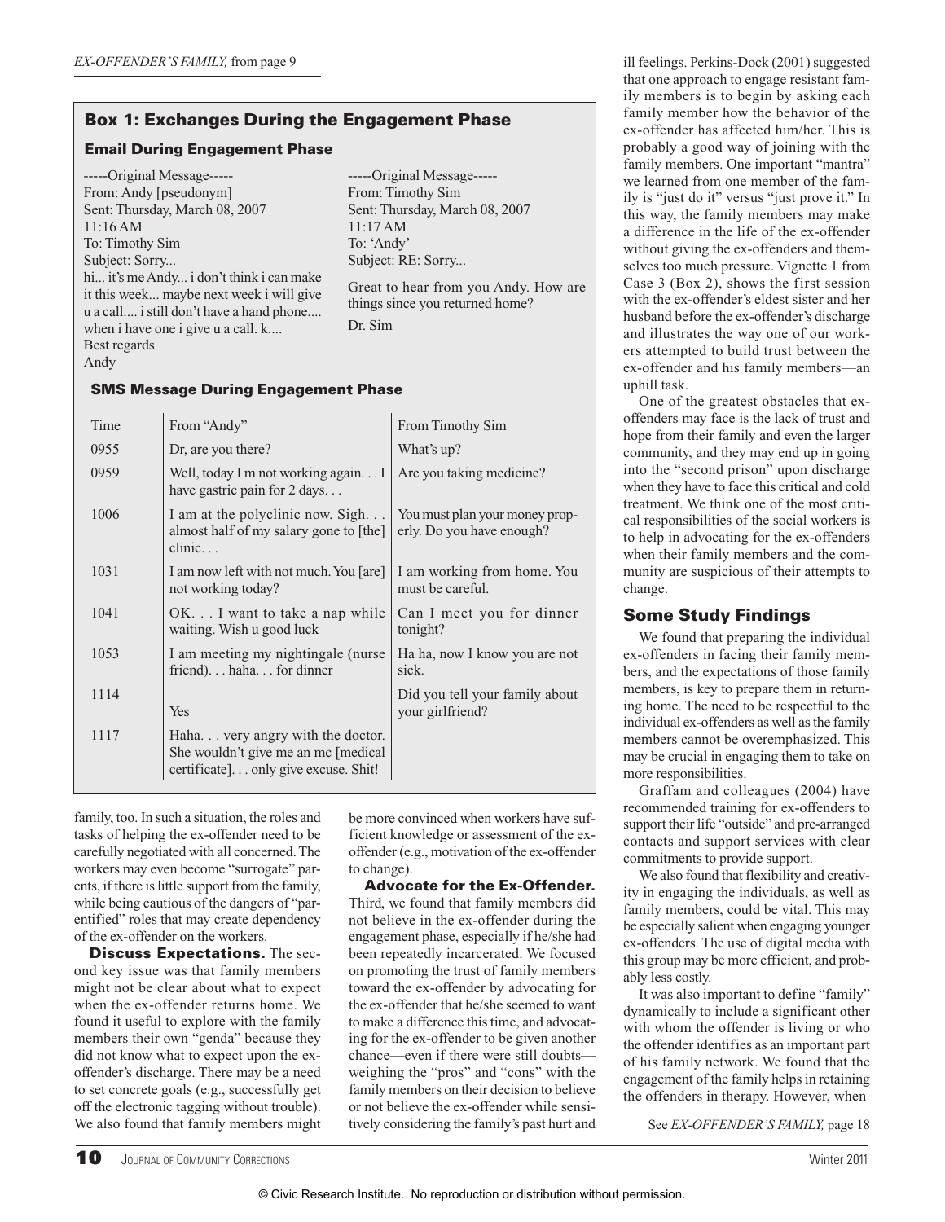*EX-OFFENDER'S FAMILY,* from page 9

### Box 1: Exchanges During the Engagement Phase

#### Email During Engagement Phase

-----Original Message-----
From: Andy [pseudonym]
Sent: Thursday, March 08, 2007
11:16 AM
To: Timothy Sim
Subject: Sorry...
hi... it's me Andy... i don't think i can make it this week... maybe next week i will give u a call.... i still don't have a hand phone.... when i have one i give u a call. k....
Best regards
Andy

-----Original Message-----
From: Timothy Sim
Sent: Thursday, March 08, 2007
11:17 AM
To: 'Andy'
Subject: RE: Sorry...

Great to hear from you Andy. How are things since you returned home?

Dr. Sim

#### SMS Message During Engagement Phase

| Time | From "Andy" | From Timothy Sim |
|---|---|---|
| 0955 | Dr, are you there? | What's up? |
| 0959 | Well, today I m not working again. . . I have gastric pain for 2 days. . . | Are you taking medicine? |
| 1006 | I am at the polyclinic now. Sigh. . . almost half of my salary gone to [the] clinic. . . | You must plan your money properly. Do you have enough? |
| 1031 | I am now left with not much. You [are] not working today? | I am working from home. You must be careful. |
| 1041 | OK. . . I want to take a nap while waiting. Wish u good luck | Can I meet you for dinner tonight? |
| 1053 | I am meeting my nightingale (nurse friend). . . haha. . . for dinner | Ha ha, now I know you are not sick. |
| 1114 | Yes | Did you tell your family about your girlfriend? |
| 1117 | Haha. . . very angry with the doctor. She wouldn't give me an mc [medical certificate]. . . only give excuse. Shit! | |

family, too. In such a situation, the roles and tasks of helping the ex-offender need to be carefully negotiated with all concerned. The workers may even become "surrogate" parents, if there is little support from the family, while being cautious of the dangers of "parentified" roles that may create dependency of the ex-offender on the workers.

**Discuss Expectations.** The second key issue was that family members might not be clear about what to expect when the ex-offender returns home. We found it useful to explore with the family members their own "genda" because they did not know what to expect upon the ex-offender's discharge. There may be a need to set concrete goals (e.g., successfully get off the electronic tagging without trouble). We also found that family members might be more convinced when workers have sufficient knowledge or assessment of the ex-offender (e.g., motivation of the ex-offender to change).

**Advocate for the Ex-Offender.** Third, we found that family members did not believe in the ex-offender during the engagement phase, especially if he/she had been repeatedly incarcerated. We focused on promoting the trust of family members toward the ex-offender by advocating for the ex-offender that he/she seemed to want to make a difference this time, and advocating for the ex-offender to be given another chance—even if there were still doubts—weighing the "pros" and "cons" with the family members on their decision to believe or not believe the ex-offender while sensitively considering the family's past hurt and ill feelings. Perkins-Dock (2001) suggested that one approach to engage resistant family members is to begin by asking each family member how the behavior of the ex-offender has affected him/her. This is probably a good way of joining with the family members. One important "mantra" we learned from one member of the family is "just do it" versus "just prove it." In this way, the family members may make a difference in the life of the ex-offender without giving the ex-offenders and themselves too much pressure. Vignette 1 from Case 3 (Box 2), shows the first session with the ex-offender's eldest sister and her husband before the ex-offender's discharge and illustrates the way one of our workers attempted to build trust between the ex-offender and his family members—an uphill task.

One of the greatest obstacles that ex-offenders may face is the lack of trust and hope from their family and even the larger community, and they may end up in going into the "second prison" upon discharge when they have to face this critical and cold treatment. We think one of the most critical responsibilities of the social workers is to help in advocating for the ex-offenders when their family members and the community are suspicious of their attempts to change.

## Some Study Findings

We found that preparing the individual ex-offenders in facing their family members, and the expectations of those family members, is key to prepare them in returning home. The need to be respectful to the individual ex-offenders as well as the family members cannot be overemphasized. This may be crucial in engaging them to take on more responsibilities.

Graffam and colleagues (2004) have recommended training for ex-offenders to support their life "outside" and pre-arranged contacts and support services with clear commitments to provide support.

We also found that flexibility and creativity in engaging the individuals, as well as family members, could be vital. This may be especially salient when engaging younger ex-offenders. The use of digital media with this group may be more efficient, and probably less costly.

It was also important to define "family" dynamically to include a significant other with whom the offender is living or who the offender identifies as an important part of his family network. We found that the engagement of the family helps in retaining the offenders in therapy. However, when

See *EX-OFFENDER'S FAMILY,* page 18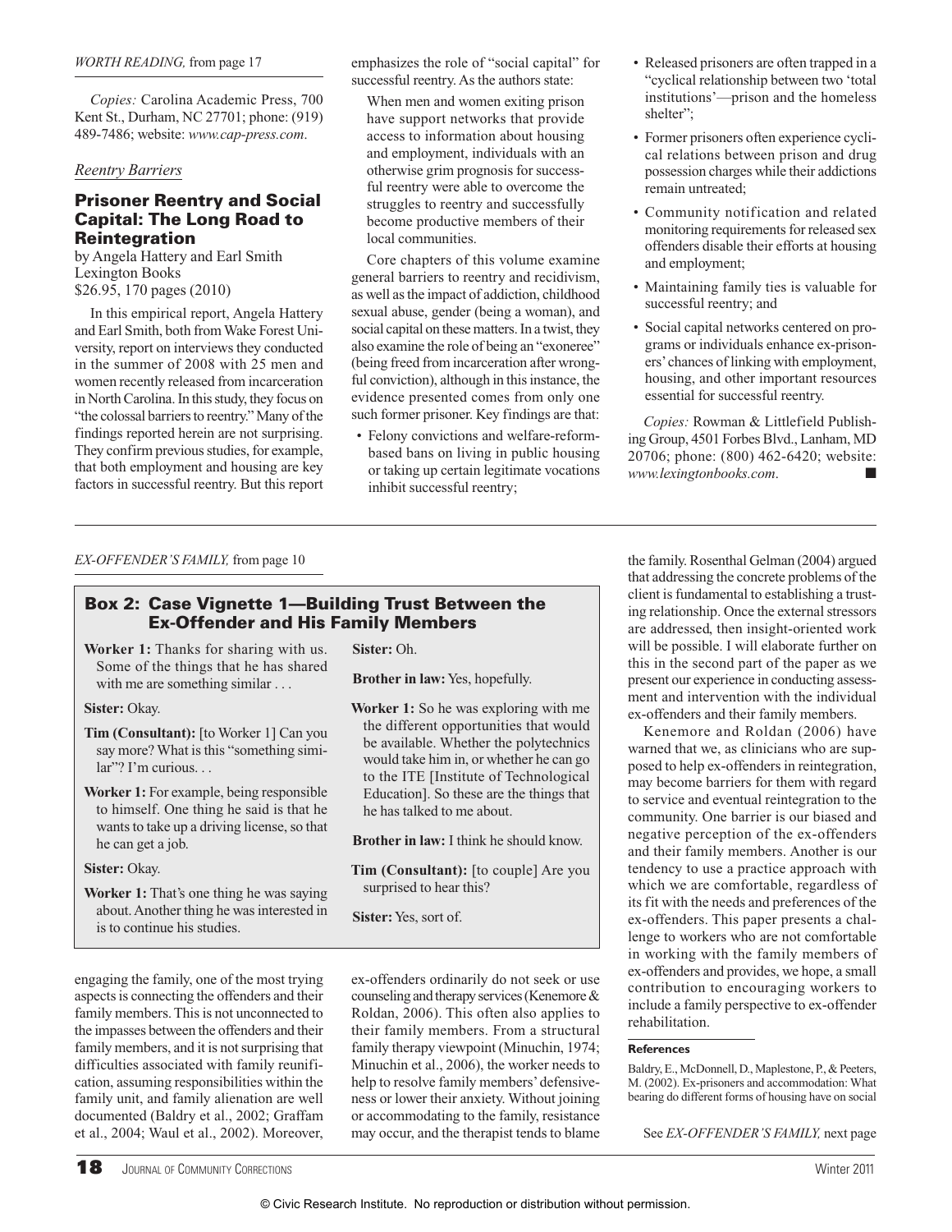*WORTH READING,* from page 17

*Copies:* Carolina Academic Press, 700 Kent St., Durham, NC 27701; phone: (919) 489-7486; website: *www.cap-press.com*.

*Reentry Barriers*

### Prisoner Reentry and Social Capital: The Long Road to Reintegration

by Angela Hattery and Earl Smith
Lexington Books
$26.95, 170 pages (2010)

In this empirical report, Angela Hattery and Earl Smith, both from Wake Forest University, report on interviews they conducted in the summer of 2008 with 25 men and women recently released from incarceration in North Carolina. In this study, they focus on "the colossal barriers to reentry." Many of the findings reported herein are not surprising. They confirm previous studies, for example, that both employment and housing are key factors in successful reentry. But this report emphasizes the role of "social capital" for successful reentry. As the authors state:

> When men and women exiting prison have support networks that provide access to information about housing and employment, individuals with an otherwise grim prognosis for successful reentry were able to overcome the struggles to reentry and successfully become productive members of their local communities.

Core chapters of this volume examine general barriers to reentry and recidivism, as well as the impact of addiction, childhood sexual abuse, gender (being a woman), and social capital on these matters. In a twist, they also examine the role of being an "exoneree" (being freed from incarceration after wrongful conviction), although in this instance, the evidence presented comes from only one such former prisoner. Key findings are that:

- Felony convictions and welfare-reform-based bans on living in public housing or taking up certain legitimate vocations inhibit successful reentry;
- Released prisoners are often trapped in a "cyclical relationship between two 'total institutions'—prison and the homeless shelter";
- Former prisoners often experience cyclical relations between prison and drug possession charges while their addictions remain untreated;
- Community notification and related monitoring requirements for released sex offenders disable their efforts at housing and employment;
- Maintaining family ties is valuable for successful reentry; and
- Social capital networks centered on programs or individuals enhance ex-prisoners' chances of linking with employment, housing, and other important resources essential for successful reentry.

*Copies:* Rowman & Littlefield Publishing Group, 4501 Forbes Blvd., Lanham, MD 20706; phone: (800) 462-6420; website: *www.lexingtonbooks.com*. ■

---

*EX-OFFENDER'S FAMILY,* from page 10

### Box 2: Case Vignette 1—Building Trust Between the Ex-Offender and His Family Members

**Worker 1:** Thanks for sharing with us. Some of the things that he has shared with me are something similar . . .

**Sister:** Okay.

**Tim (Consultant):** [to Worker 1] Can you say more? What is this "something similar"? I'm curious. . .

**Worker 1:** For example, being responsible to himself. One thing he said is that he wants to take up a driving license, so that he can get a job.

**Sister:** Okay.

**Worker 1:** That's one thing he was saying about. Another thing he was interested in is to continue his studies.

**Sister:** Oh.

**Brother in law:** Yes, hopefully.

**Worker 1:** So he was exploring with me the different opportunities that would be available. Whether the polytechnics would take him in, or whether he can go to the ITE [Institute of Technological Education]. So these are the things that he has talked to me about.

**Brother in law:** I think he should know.

**Tim (Consultant):** [to couple] Are you surprised to hear this?

**Sister:** Yes, sort of.

engaging the family, one of the most trying aspects is connecting the offenders and their family members. This is not unconnected to the impasses between the offenders and their family members, and it is not surprising that difficulties associated with family reunification, assuming responsibilities within the family unit, and family alienation are well documented (Baldry et al., 2002; Graffam et al., 2004; Waul et al., 2002). Moreover, ex-offenders ordinarily do not seek or use counseling and therapy services (Kenemore & Roldan, 2006). This often also applies to their family members. From a structural family therapy viewpoint (Minuchin, 1974; Minuchin et al., 2006), the worker needs to help to resolve family members' defensiveness or lower their anxiety. Without joining or accommodating to the family, resistance may occur, and the therapist tends to blame the family. Rosenthal Gelman (2004) argued that addressing the concrete problems of the client is fundamental to establishing a trusting relationship. Once the external stressors are addressed, then insight-oriented work will be possible. I will elaborate further on this in the second part of the paper as we present our experience in conducting assessment and intervention with the individual ex-offenders and their family members.

Kenemore and Roldan (2006) have warned that we, as clinicians who are supposed to help ex-offenders in reintegration, may become barriers for them with regard to service and eventual reintegration to the community. One barrier is our biased and negative perception of the ex-offenders and their family members. Another is our tendency to use a practice approach with which we are comfortable, regardless of its fit with the needs and preferences of the ex-offenders. This paper presents a challenge to workers who are not comfortable in working with the family members of ex-offenders and provides, we hope, a small contribution to encouraging workers to include a family perspective to ex-offender rehabilitation.

#### References

Baldry, E., McDonnell, D., Maplestone, P., & Peeters, M. (2002). Ex-prisoners and accommodation: What bearing do different forms of housing have on social

See *EX-OFFENDER'S FAMILY,* next page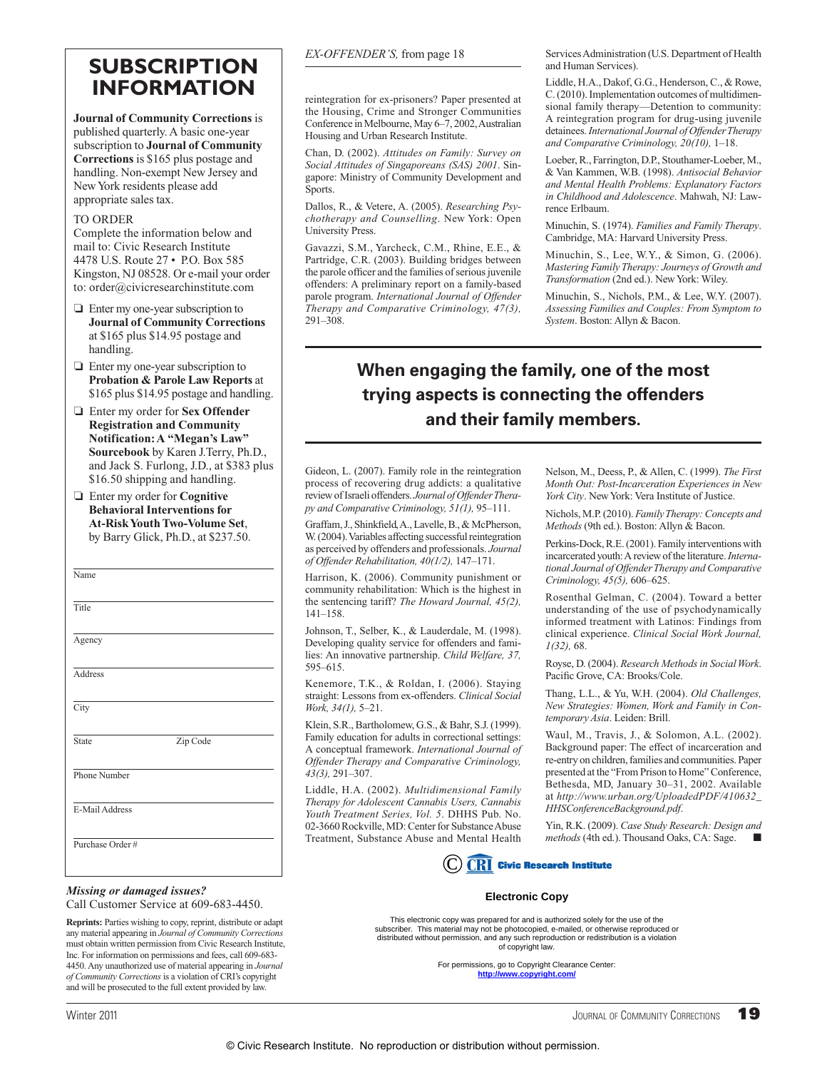# SUBSCRIPTION INFORMATION

**Journal of Community Corrections** is published quarterly. A basic one-year subscription to **Journal of Community Corrections** is $165 plus postage and handling. Non-exempt New Jersey and New York residents please add appropriate sales tax.

TO ORDER

Complete the information below and mail to: Civic Research Institute 4478 U.S. Route 27 • P.O. Box 585 Kingston, NJ 08528. Or e-mail your order to: order@civicresearchinstitute.com

- ❏ Enter my one-year subscription to **Journal of Community Corrections** at $165 plus $14.95 postage and handling.
- ❏ Enter my one-year subscription to **Probation & Parole Law Reports** at $165 plus $14.95 postage and handling.
- ❏ Enter my order for **Sex Offender Registration and Community Notification: A "Megan's Law" Sourcebook** by Karen J.Terry, Ph.D., and Jack S. Furlong, J.D., at $383 plus $16.50 shipping and handling.
- ❏ Enter my order for **Cognitive Behavioral Interventions for At-Risk Youth Two-Volume Set**, by Barry Glick, Ph.D., at $237.50.

Name

Title

Agency

Address

City

State Zip Code

Phone Number

E-Mail Address

Purchase Order #

*Missing or damaged issues?*
Call Customer Service at 609-683-4450.

**Reprints:** Parties wishing to copy, reprint, distribute or adapt any material appearing in *Journal of Community Corrections* must obtain written permission from Civic Research Institute, Inc. For information on permissions and fees, call 609-683-4450. Any unauthorized use of material appearing in *Journal of Community Corrections* is a violation of CRI's copyright and will be prosecuted to the full extent provided by law.

*EX-OFFENDER'S,* from page 18

reintegration for ex-prisoners? Paper presented at the Housing, Crime and Stronger Communities Conference in Melbourne, May 6–7, 2002, Australian Housing and Urban Research Institute.

Chan, D. (2002). *Attitudes on Family: Survey on Social Attitudes of Singaporeans (SAS) 2001*. Singapore: Ministry of Community Development and Sports.

Dallos, R., & Vetere, A. (2005). *Researching Psychotherapy and Counselling*. New York: Open University Press.

Gavazzi, S.M., Yarcheck, C.M., Rhine, E.E., & Partridge, C.R. (2003). Building bridges between the parole officer and the families of serious juvenile offenders: A preliminary report on a family-based parole program. *International Journal of Offender Therapy and Comparative Criminology, 47(3),* 291–308.

Gideon, L. (2007). Family role in the reintegration process of recovering drug addicts: a qualitative review of Israeli offenders. *Journal of Offender Therapy and Comparative Criminology, 51(1),* 95–111.

Graffam, J., Shinkfield, A., Lavelle, B., & McPherson, W. (2004). Variables affecting successful reintegration as perceived by offenders and professionals. *Journal of Offender Rehabilitation, 40(1/2),* 147–171.

Harrison, K. (2006). Community punishment or community rehabilitation: Which is the highest in the sentencing tariff? *The Howard Journal, 45(2),* 141–158.

Johnson, T., Selber, K., & Lauderdale, M. (1998). Developing quality service for offenders and families: An innovative partnership. *Child Welfare, 37,* 595–615.

Kenemore, T.K., & Roldan, I. (2006). Staying straight: Lessons from ex-offenders. *Clinical Social Work, 34(1),* 5–21.

Klein, S.R., Bartholomew, G.S., & Bahr, S.J. (1999). Family education for adults in correctional settings: A conceptual framework. *International Journal of Offender Therapy and Comparative Criminology, 43(3),* 291–307.

Liddle, H.A. (2002). *Multidimensional Family Therapy for Adolescent Cannabis Users, Cannabis Youth Treatment Series, Vol. 5*. DHHS Pub. No. 02-3660 Rockville, MD: Center for Substance Abuse Treatment, Substance Abuse and Mental Health Services Administration (U.S. Department of Health and Human Services).

Liddle, H.A., Dakof, G.G., Henderson, C., & Rowe, C. (2010). Implementation outcomes of multidimensional family therapy—Detention to community: A reintegration program for drug-using juvenile detainees. *International Journal of Offender Therapy and Comparative Criminology, 20(10),* 1–18.

Loeber, R., Farrington, D.P., Stouthamer-Loeber, M., & Van Kammen, W.B. (1998). *Antisocial Behavior and Mental Health Problems: Explanatory Factors in Childhood and Adolescence*. Mahwah, NJ: Lawrence Erlbaum.

Minuchin, S. (1974). *Families and Family Therapy*. Cambridge, MA: Harvard University Press.

Minuchin, S., Lee, W.Y., & Simon, G. (2006). *Mastering Family Therapy: Journeys of Growth and Transformation* (2nd ed.). New York: Wiley.

Minuchin, S., Nichols, P.M., & Lee, W.Y. (2007). *Assessing Families and Couples: From Symptom to System*. Boston: Allyn & Bacon.

Nelson, M., Deess, P., & Allen, C. (1999). *The First Month Out: Post-Incarceration Experiences in New York City*. New York: Vera Institute of Justice.

Nichols, M.P. (2010). *Family Therapy: Concepts and Methods* (9th ed.). Boston: Allyn & Bacon.

Perkins-Dock, R.E. (2001). Family interventions with incarcerated youth: A review of the literature. *International Journal of Offender Therapy and Comparative Criminology, 45(5),* 606–625.

Rosenthal Gelman, C. (2004). Toward a better understanding of the use of psychodynamically informed treatment with Latinos: Findings from clinical experience. *Clinical Social Work Journal, 1(32),* 68.

Royse, D. (2004). *Research Methods in Social Work*. Pacific Grove, CA: Brooks/Cole.

Thang, L.L., & Yu, W.H. (2004). *Old Challenges, New Strategies: Women, Work and Family in Contemporary Asia*. Leiden: Brill.

Waul, M., Travis, J., & Solomon, A.L. (2002). Background paper: The effect of incarceration and re-entry on children, families and communities. Paper presented at the "From Prison to Home" Conference, Bethesda, MD, January 30–31, 2002. Available at *http://www.urban.org/UploadedPDF/410632_HHSConferenceBackground.pdf*.

Yin, R.K. (2009). *Case Study Research: Design and methods* (4th ed.). Thousand Oaks, CA: Sage. ■

**When engaging the family, one of the most trying aspects is connecting the offenders and their family members.**

© CRI Civic Research Institute

**Electronic Copy**

This electronic copy was prepared for and is authorized solely for the use of the subscriber. This material may not be photocopied, e-mailed, or otherwise reproduced or distributed without permission, and any such reproduction or redistribution is a violation of copyright law.

For permissions, go to Copyright Clearance Center: http://www.copyright.com/

© Civic Research Institute. No reproduction or distribution without permission.